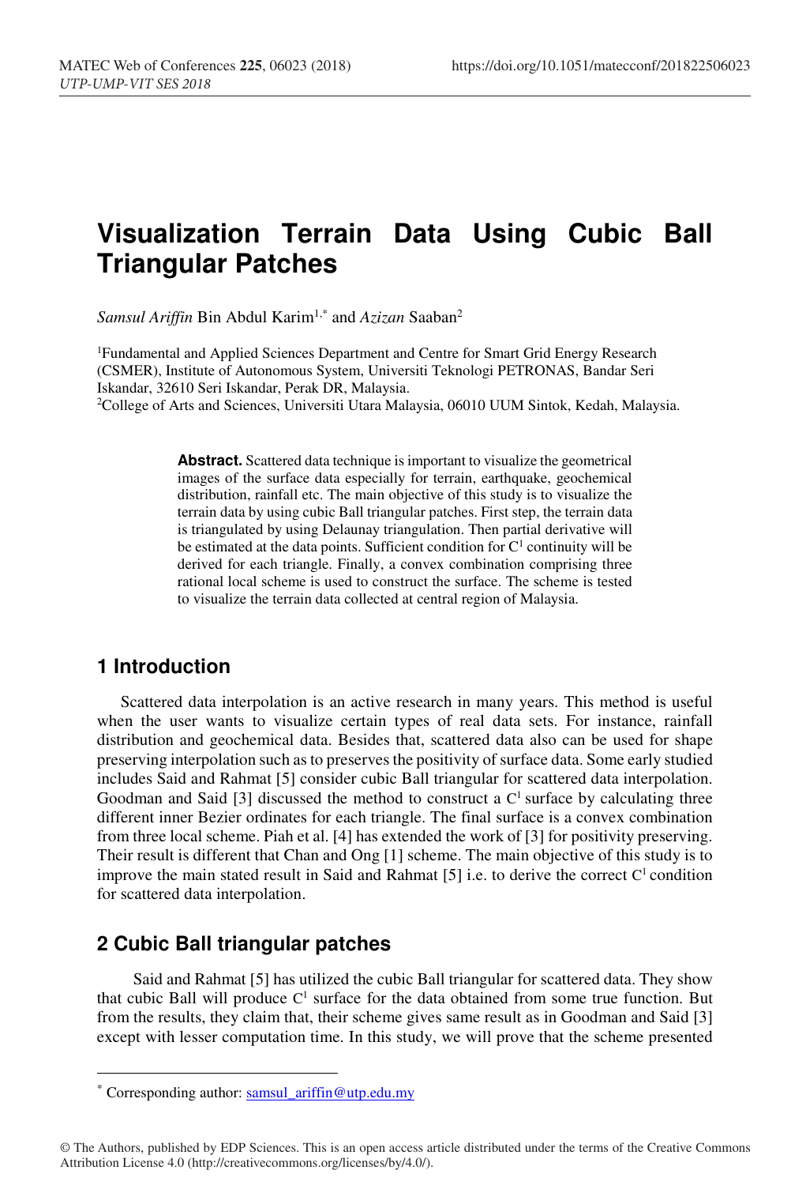# Visualization Terrain Data Using Cubic Ball Triangular Patches

*Samsul Ariffin* Bin Abdul Karim[1,*] and *Azizan* Saaban[2]

[1]Fundamental and Applied Sciences Department and Centre for Smart Grid Energy Research (CSMER), Institute of Autonomous System, Universiti Teknologi PETRONAS, Bandar Seri Iskandar, 32610 Seri Iskandar, Perak DR, Malaysia.
[2]College of Arts and Sciences, Universiti Utara Malaysia, 06010 UUM Sintok, Kedah, Malaysia.

**Abstract.** Scattered data technique is important to visualize the geometrical images of the surface data especially for terrain, earthquake, geochemical distribution, rainfall etc. The main objective of this study is to visualize the terrain data by using cubic Ball triangular patches. First step, the terrain data is triangulated by using Delaunay triangulation. Then partial derivative will be estimated at the data points. Sufficient condition for $C^1$ continuity will be derived for each triangle. Finally, a convex combination comprising three rational local scheme is used to construct the surface. The scheme is tested to visualize the terrain data collected at central region of Malaysia.

## 1 Introduction

Scattered data interpolation is an active research in many years. This method is useful when the user wants to visualize certain types of real data sets. For instance, rainfall distribution and geochemical data. Besides that, scattered data also can be used for shape preserving interpolation such as to preserves the positivity of surface data. Some early studied includes Said and Rahmat [5] consider cubic Ball triangular for scattered data interpolation. Goodman and Said [3] discussed the method to construct a $C^1$ surface by calculating three different inner Bezier ordinates for each triangle. The final surface is a convex combination from three local scheme. Piah et al. [4] has extended the work of [3] for positivity preserving. Their result is different that Chan and Ong [1] scheme. The main objective of this study is to improve the main stated result in Said and Rahmat [5] i.e. to derive the correct $C^1$ condition for scattered data interpolation.

## 2 Cubic Ball triangular patches

Said and Rahmat [5] has utilized the cubic Ball triangular for scattered data. They show that cubic Ball will produce $C^1$ surface for the data obtained from some true function. But from the results, they claim that, their scheme gives same result as in Goodman and Said [3] except with lesser computation time. In this study, we will prove that the scheme presented

* Corresponding author: samsul_ariffin@utp.edu.my

© The Authors, published by EDP Sciences. This is an open access article distributed under the terms of the Creative Commons Attribution License 4.0 (http://creativecommons.org/licenses/by/4.0/).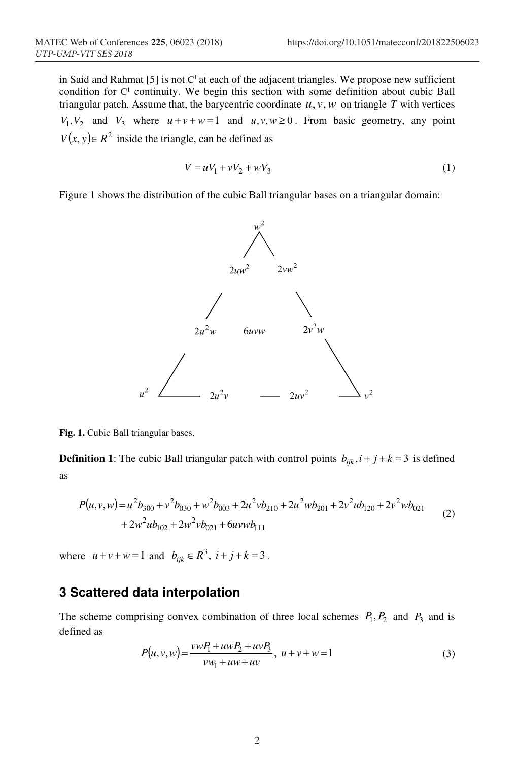in Said and Rahmat [5] is not $C^1$ at each of the adjacent triangles. We propose new sufficient condition for $C^1$ continuity. We begin this section with some definition about cubic Ball triangular patch. Assume that, the barycentric coordinate $u, v, w$ on triangle $T$ with vertices $V_1, V_2$ and $V_3$ where $u+v+w=1$ and $u, v, w \geq 0$. From basic geometry, any point $V(x, y) \in R^2$ inside the triangle, can be defined as

$$V = uV_1 + vV_2 + wV_3 \tag{1}$$

Figure 1 shows the distribution of the cubic Ball triangular bases on a triangular domain:

$w^2$

$2uw^2$ $\quad$ $2vw^2$

$2u^2w$ $\quad$ $6uvw$ $\quad$ $2v^2w$

$u^2$ $\quad$ $2u^2v$ $\quad$ $2uv^2$ $\quad$ $v^2$

**Fig. 1.** Cubic Ball triangular bases.

**Definition 1**: The cubic Ball triangular patch with control points $b_{ijk}, i+j+k=3$ is defined as

$$\begin{aligned} P(u,v,w) = {} & u^2 b_{300} + v^2 b_{030} + w^2 b_{003} + 2u^2 v b_{210} + 2u^2 w b_{201} + 2v^2 u b_{120} + 2v^2 w b_{021} \\ & + 2w^2 u b_{102} + 2w^2 v b_{021} + 6uvw b_{111} \end{aligned} \tag{2}$$

where $u+v+w=1$ and $b_{ijk} \in R^3,\ i+j+k=3$.

## 3 Scattered data interpolation

The scheme comprising convex combination of three local schemes $P_1, P_2$ and $P_3$ and is defined as

$$P(u,v,w) = \frac{vwP_1 + uwP_2 + uvP_3}{vw_1 + uw + uv},\ u+v+w=1 \tag{3}$$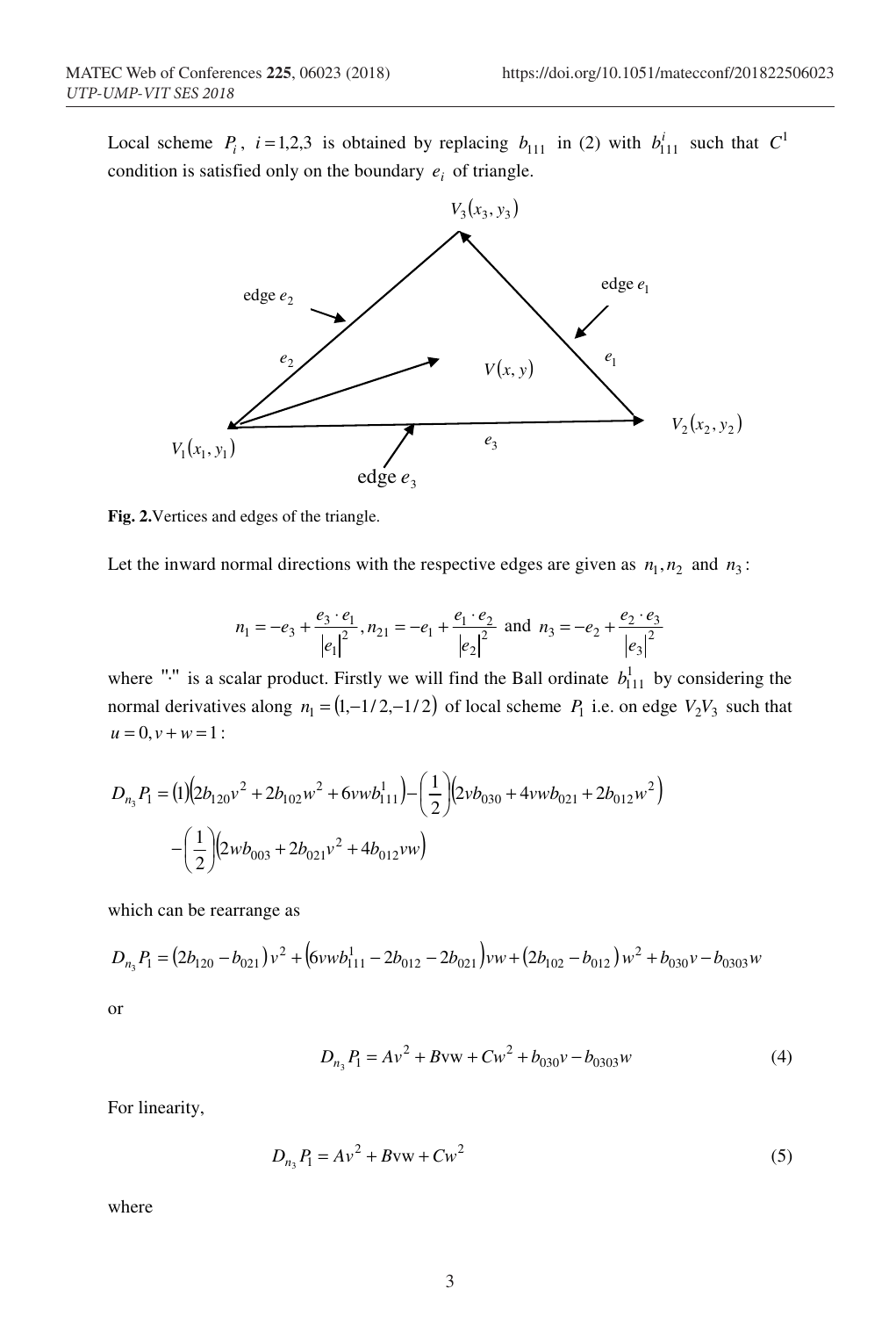Local scheme $P_i$, $i=1,2,3$ is obtained by replacing $b_{111}$ in (2) with $b_{111}^i$ such that $C^1$ condition is satisfied only on the boundary $e_i$ of triangle.

**Fig. 2.** Vertices and edges of the triangle.

Let the inward normal directions with the respective edges are given as $n_1, n_2$ and $n_3$:

$$n_1 = -e_3 + \frac{e_3 \cdot e_1}{|e_1|^2}, n_{21} = -e_1 + \frac{e_1 \cdot e_2}{|e_2|^2} \text{ and } n_3 = -e_2 + \frac{e_2 \cdot e_3}{|e_3|^2}$$

where "$\cdot$" is a scalar product. Firstly we will find the Ball ordinate $b_{111}^1$ by considering the normal derivatives along $n_1 = (1, -1/2, -1/2)$ of local scheme $P_1$ i.e. on edge $V_2V_3$ such that $u = 0, v + w = 1$:

$$D_{n_3}P_1 = (1)\left(2b_{120}v^2 + 2b_{102}w^2 + 6vwb_{111}^1\right) - \left(\frac{1}{2}\right)\left(2vb_{030} + 4vwb_{021} + 2b_{012}w^2\right) - \left(\frac{1}{2}\right)\left(2wb_{003} + 2b_{021}v^2 + 4b_{012}vw\right)$$

which can be rearrange as

$$D_{n_3}P_1 = \left(2b_{120} - b_{021}\right)v^2 + \left(6vwb_{111}^1 - 2b_{012} - 2b_{021}\right)vw + \left(2b_{102} - b_{012}\right)w^2 + b_{030}v - b_{0303}w$$

or

$$D_{n_3}P_1 = Av^2 + B\text{vw} + Cw^2 + b_{030}v - b_{0303}w \tag{4}$$

For linearity,

$$D_{n_3}P_1 = Av^2 + B\text{vw} + Cw^2 \tag{5}$$

where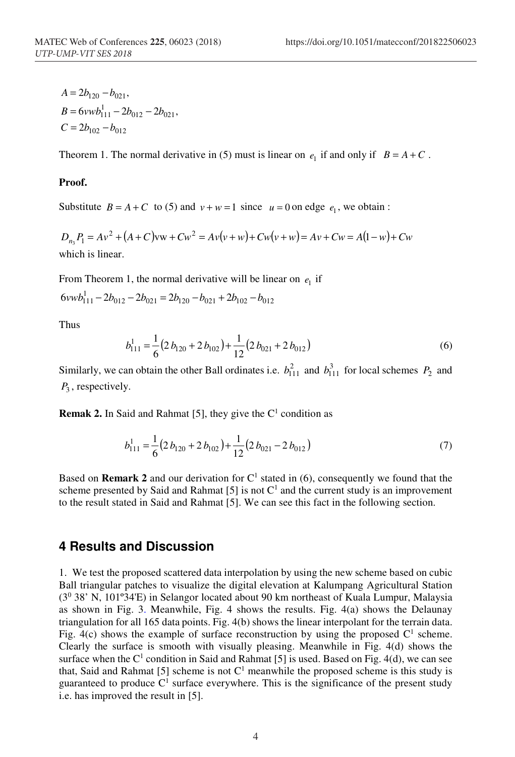$$A = 2b_{120} - b_{021},$$
$$B = 6vwb_{111}^{1} - 2b_{012} - 2b_{021},$$
$$C = 2b_{102} - b_{012}$$

Theorem 1. The normal derivative in (5) must is linear on $e_1$ if and only if $B = A + C$.

**Proof.**

Substitute $B = A + C$ to (5) and $v + w = 1$ since $u = 0$ on edge $e_1$, we obtain :

$$D_{n_3}P_1 = Av^2 + (A + C)\mathrm{vw} + Cw^2 = Av(v + w) + Cw(v + w) = Av + Cw = A(1 - w) + Cw$$

which is linear.

From Theorem 1, the normal derivative will be linear on $e_1$ if

$$6vwb_{111}^{1} - 2b_{012} - 2b_{021} = 2b_{120} - b_{021} + 2b_{102} - b_{012}$$

Thus

$$b_{111}^{1} = \frac{1}{6}\left(2\,b_{120} + 2\,b_{102}\right) + \frac{1}{12}\left(2\,b_{021} + 2\,b_{012}\right) \tag{6}$$

Similarly, we can obtain the other Ball ordinates i.e. $b_{111}^{2}$ and $b_{111}^{3}$ for local schemes $P_2$ and $P_3$, respectively.

**Remak 2.** In Said and Rahmat [5], they give the C[1] condition as

$$b_{111}^{1} = \frac{1}{6}\left(2\,b_{120} + 2\,b_{102}\right) + \frac{1}{12}\left(2\,b_{021} - 2\,b_{012}\right) \tag{7}$$

Based on **Remark 2** and our derivation for C[1] stated in (6), consequently we found that the scheme presented by Said and Rahmat [5] is not C[1] and the current study is an improvement to the result stated in Said and Rahmat [5]. We can see this fact in the following section.

## 4 Results and Discussion

1. We test the proposed scattered data interpolation by using the new scheme based on cubic Ball triangular patches to visualize the digital elevation at Kalumpang Agricultural Station ($3^0$ 38' N, 101º34'E) in Selangor located about 90 km northeast of Kuala Lumpur, Malaysia as shown in Fig. 3. Meanwhile, Fig. 4 shows the results. Fig. 4(a) shows the Delaunay triangulation for all 165 data points. Fig. 4(b) shows the linear interpolant for the terrain data. Fig. 4(c) shows the example of surface reconstruction by using the proposed C[1] scheme. Clearly the surface is smooth with visually pleasing. Meanwhile in Fig. 4(d) shows the surface when the C[1] condition in Said and Rahmat [5] is used. Based on Fig. 4(d), we can see that, Said and Rahmat [5] scheme is not C[1] meanwhile the proposed scheme is this study is guaranteed to produce C[1] surface everywhere. This is the significance of the present study i.e. has improved the result in [5].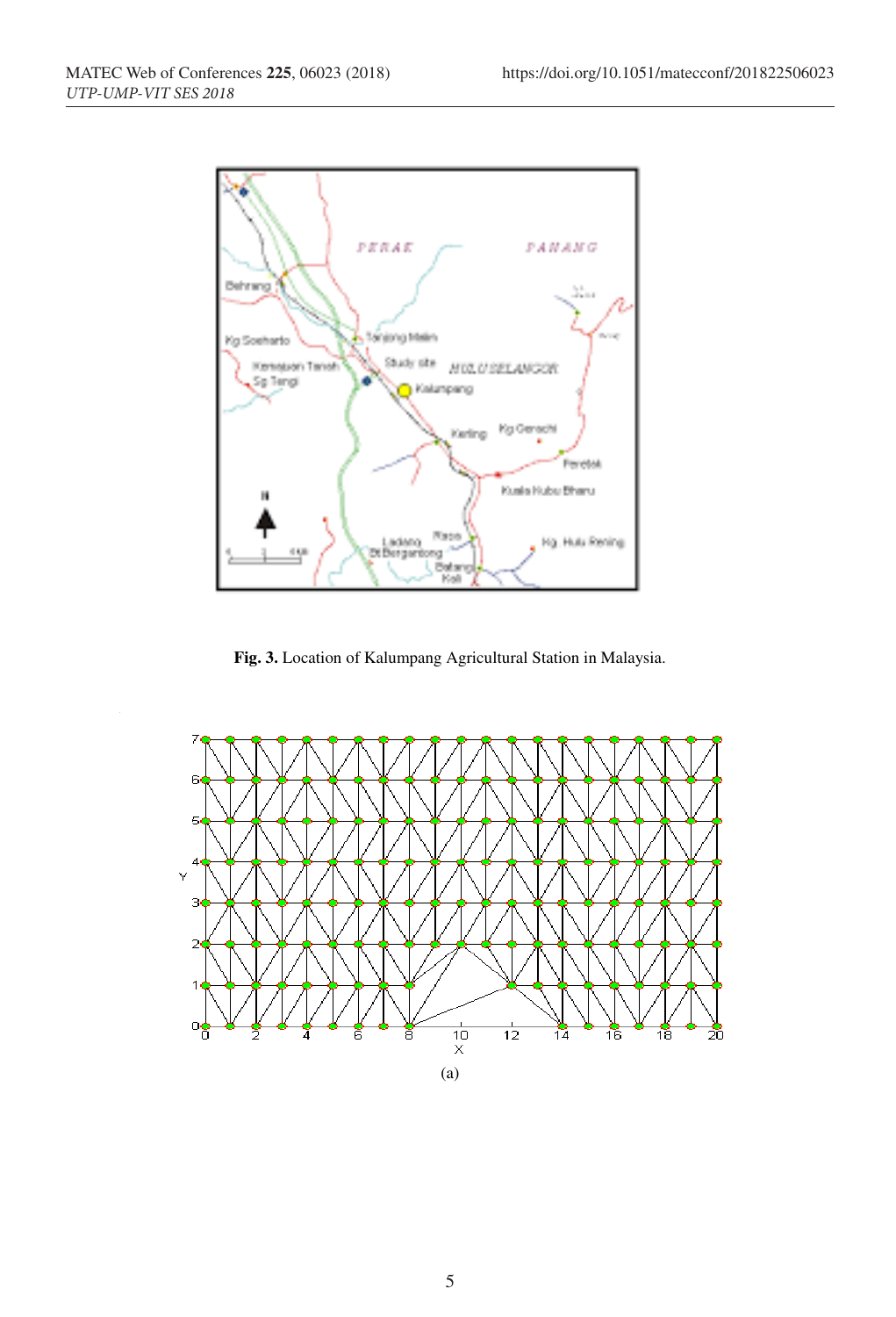**Fig. 3.** Location of Kalumpang Agricultural Station in Malaysia.

(a)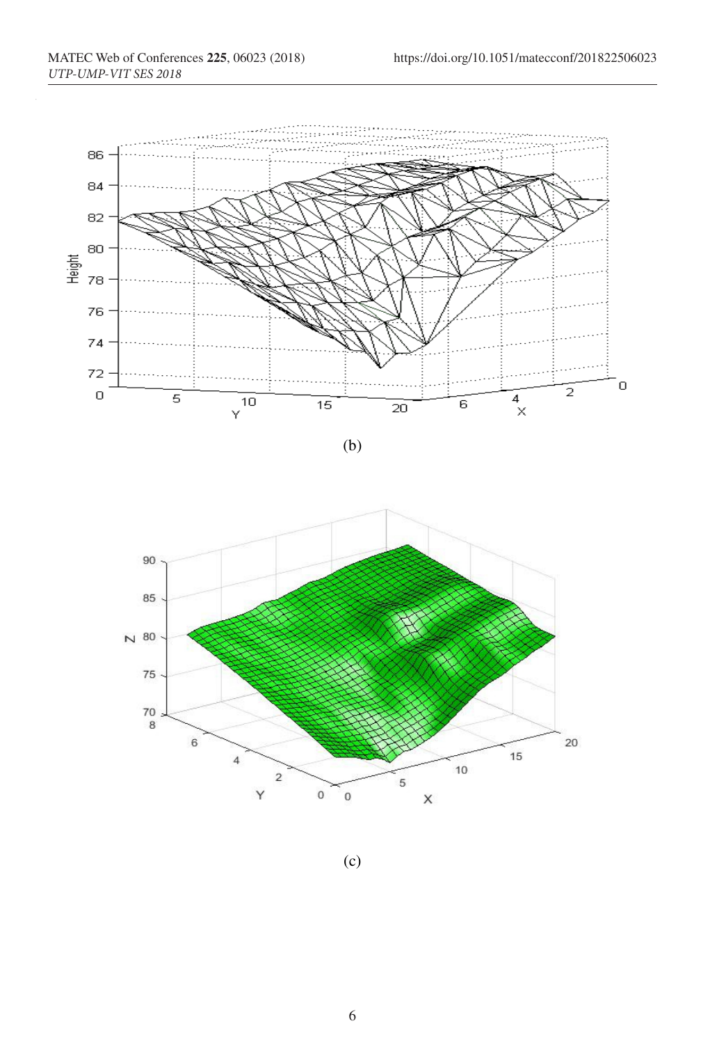(b)

(c)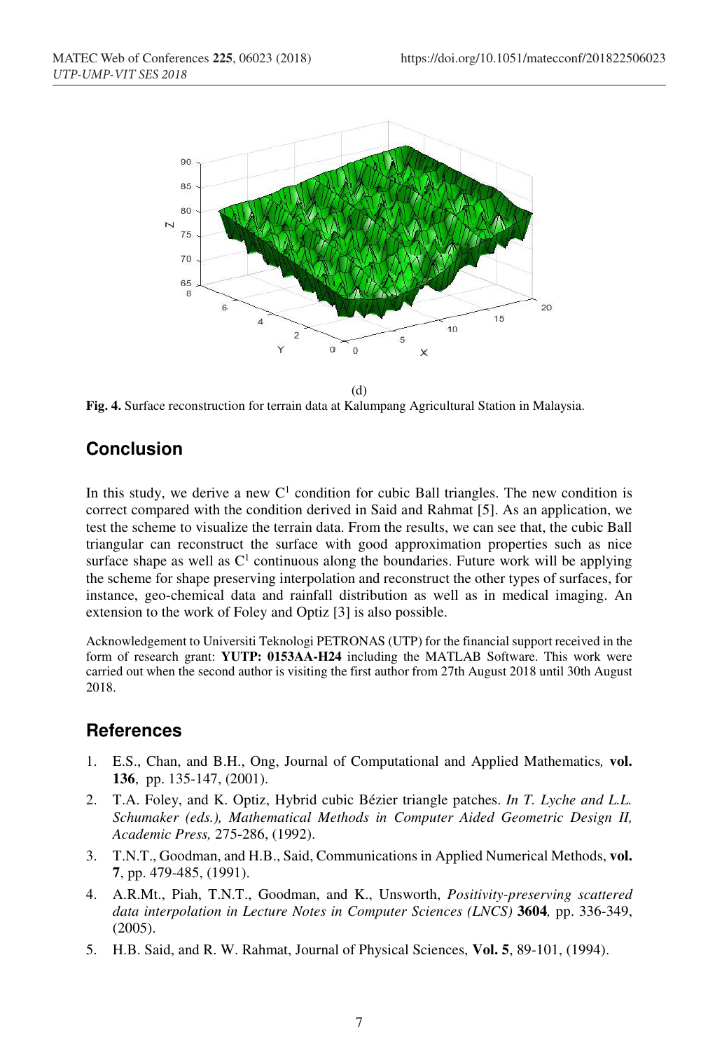90
85
80
Z
75
70
65
8
6
4
2
Y
0
0
5
10
15
20
X

(d)

**Fig. 4.** Surface reconstruction for terrain data at Kalumpang Agricultural Station in Malaysia.

## Conclusion

In this study, we derive a new $C^1$ condition for cubic Ball triangles. The new condition is correct compared with the condition derived in Said and Rahmat [5]. As an application, we test the scheme to visualize the terrain data. From the results, we can see that, the cubic Ball triangular can reconstruct the surface with good approximation properties such as nice surface shape as well as $C^1$ continuous along the boundaries. Future work will be applying the scheme for shape preserving interpolation and reconstruct the other types of surfaces, for instance, geo-chemical data and rainfall distribution as well as in medical imaging. An extension to the work of Foley and Optiz [3] is also possible.

Acknowledgement to Universiti Teknologi PETRONAS (UTP) for the financial support received in the form of research grant: **YUTP: 0153AA-H24** including the MATLAB Software. This work were carried out when the second author is visiting the first author from 27th August 2018 until 30th August 2018.

## References

1. E.S., Chan, and B.H., Ong, Journal of Computational and Applied Mathematics*,* **vol. 136**, pp. 135-147, (2001).
2. T.A. Foley, and K. Optiz, Hybrid cubic Bézier triangle patches. *In T. Lyche and L.L. Schumaker (eds.), Mathematical Methods in Computer Aided Geometric Design II, Academic Press,* 275-286, (1992).
3. T.N.T., Goodman, and H.B., Said, Communications in Applied Numerical Methods, **vol. 7**, pp. 479-485, (1991).
4. A.R.Mt., Piah, T.N.T., Goodman, and K., Unsworth, *Positivity-preserving scattered data interpolation in Lecture Notes in Computer Sciences (LNCS)* **3604***,* pp. 336-349, (2005).
5. H.B. Said, and R. W. Rahmat, Journal of Physical Sciences, **Vol. 5**, 89-101, (1994).